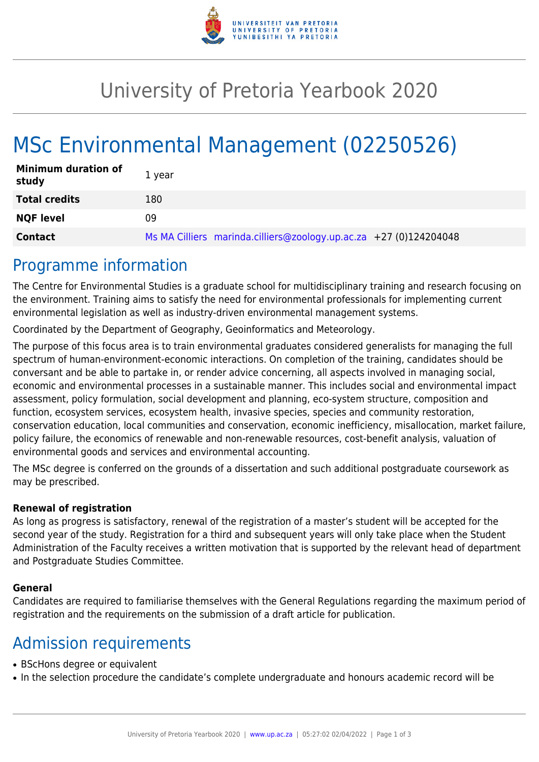# University of Pretoria Yearbook 2020

# MSc Environmental Management (02250526)

| | |
|---|---|
| **Minimum duration of study** | 1 year |
| **Total credits** | 180 |
| **NQF level** | 09 |
| **Contact** | Ms MA Cilliers marinda.cilliers@zoology.up.ac.za +27 (0)124204048 |

## Programme information

The Centre for Environmental Studies is a graduate school for multidisciplinary training and research focusing on the environment. Training aims to satisfy the need for environmental professionals for implementing current environmental legislation as well as industry-driven environmental management systems.

Coordinated by the Department of Geography, Geoinformatics and Meteorology.

The purpose of this focus area is to train environmental graduates considered generalists for managing the full spectrum of human-environment-economic interactions. On completion of the training, candidates should be conversant and be able to partake in, or render advice concerning, all aspects involved in managing social, economic and environmental processes in a sustainable manner. This includes social and environmental impact assessment, policy formulation, social development and planning, eco-system structure, composition and function, ecosystem services, ecosystem health, invasive species, species and community restoration, conservation education, local communities and conservation, economic inefficiency, misallocation, market failure, policy failure, the economics of renewable and non-renewable resources, cost-benefit analysis, valuation of environmental goods and services and environmental accounting.

The MSc degree is conferred on the grounds of a dissertation and such additional postgraduate coursework as may be prescribed.

**Renewal of registration**
As long as progress is satisfactory, renewal of the registration of a master's student will be accepted for the second year of the study. Registration for a third and subsequent years will only take place when the Student Administration of the Faculty receives a written motivation that is supported by the relevant head of department and Postgraduate Studies Committee.

**General**
Candidates are required to familiarise themselves with the General Regulations regarding the maximum period of registration and the requirements on the submission of a draft article for publication.

## Admission requirements

- BScHons degree or equivalent
- In the selection procedure the candidate's complete undergraduate and honours academic record will be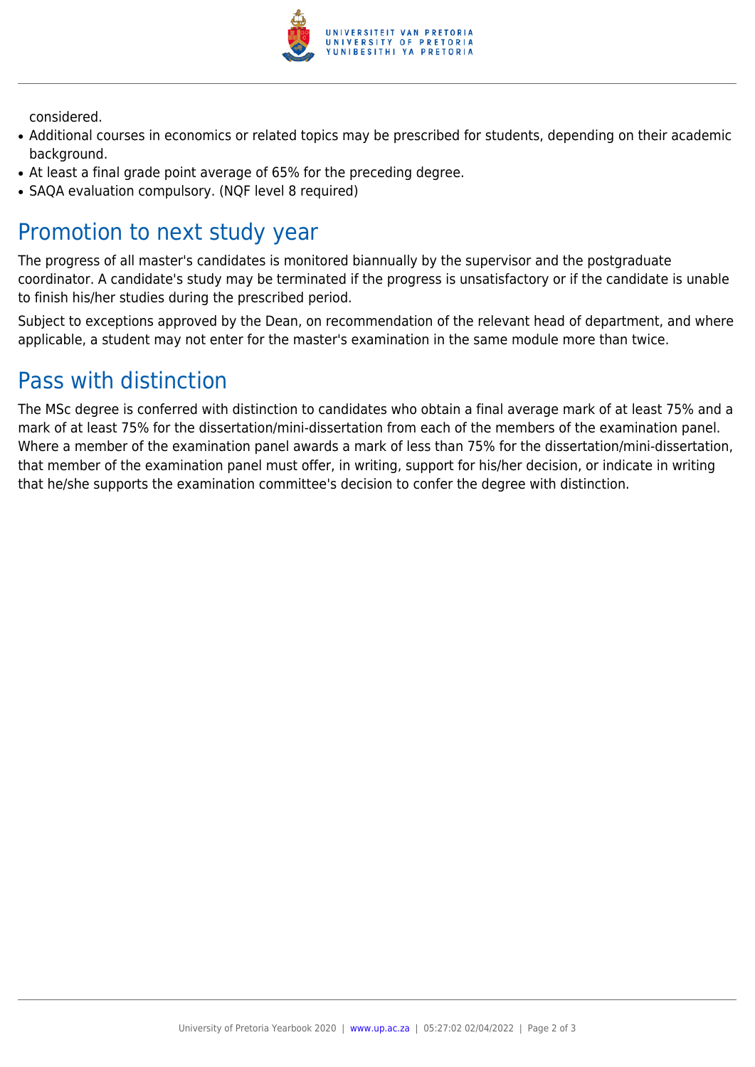considered.

- Additional courses in economics or related topics may be prescribed for students, depending on their academic background.
- At least a final grade point average of 65% for the preceding degree.
- SAQA evaluation compulsory. (NQF level 8 required)

## Promotion to next study year

The progress of all master's candidates is monitored biannually by the supervisor and the postgraduate coordinator. A candidate's study may be terminated if the progress is unsatisfactory or if the candidate is unable to finish his/her studies during the prescribed period.

Subject to exceptions approved by the Dean, on recommendation of the relevant head of department, and where applicable, a student may not enter for the master's examination in the same module more than twice.

## Pass with distinction

The MSc degree is conferred with distinction to candidates who obtain a final average mark of at least 75% and a mark of at least 75% for the dissertation/mini-dissertation from each of the members of the examination panel. Where a member of the examination panel awards a mark of less than 75% for the dissertation/mini-dissertation, that member of the examination panel must offer, in writing, support for his/her decision, or indicate in writing that he/she supports the examination committee's decision to confer the degree with distinction.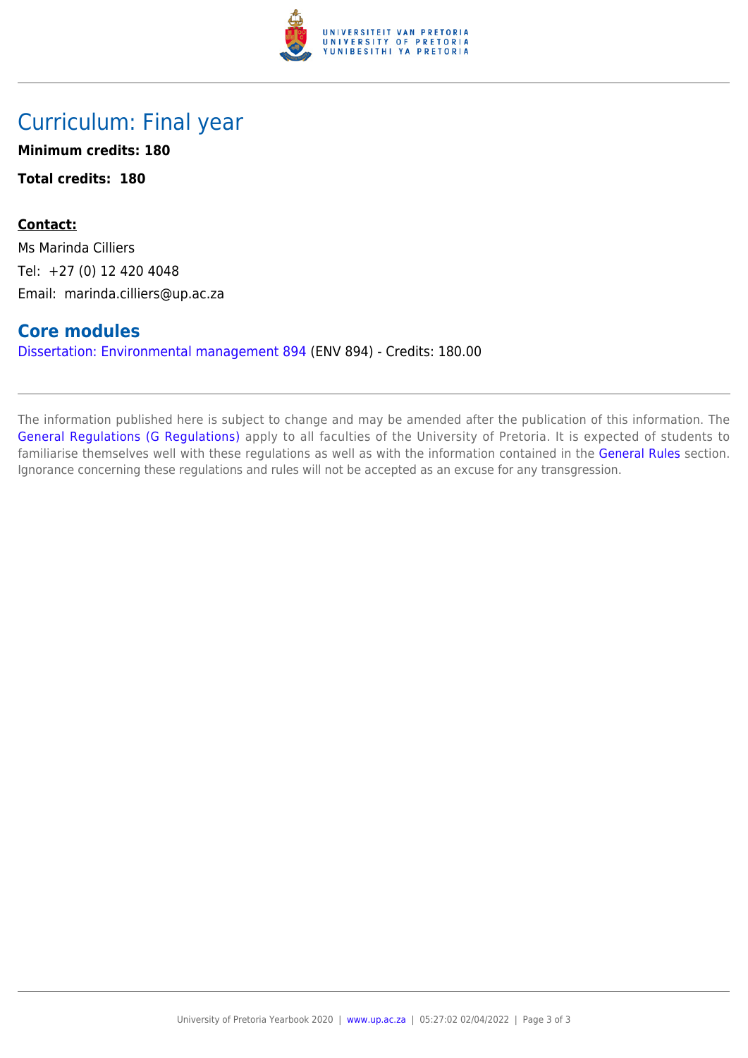## Curriculum: Final year

**Minimum credits: 180**

**Total credits: 180**

**Contact:**

Ms Marinda Cilliers

Tel: +27 (0) 12 420 4048

Email: marinda.cilliers@up.ac.za

### Core modules

Dissertation: Environmental management 894 (ENV 894) - Credits: 180.00

---

The information published here is subject to change and may be amended after the publication of this information. The General Regulations (G Regulations) apply to all faculties of the University of Pretoria. It is expected of students to familiarise themselves well with these regulations as well as with the information contained in the General Rules section. Ignorance concerning these regulations and rules will not be accepted as an excuse for any transgression.